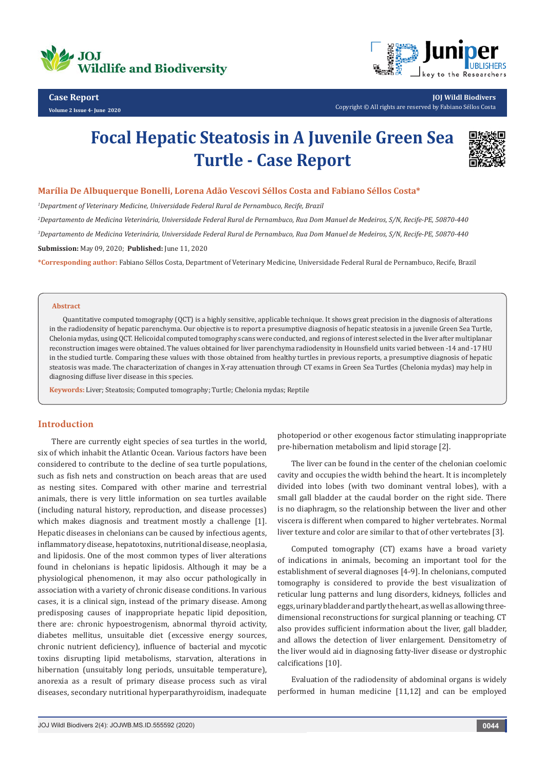**Case Report**

# Focal Hepatic Steatosis in A Juvenile Green Sea Turtle - Case Report

**Marília De Albuquerque Bonelli, Lorena Adão Vescovi Séllos Costa and Fabiano Séllos Costa***

[1]*Department of Veterinary Medicine, Universidade Federal Rural de Pernambuco, Recife, Brazil*

[2]*Departamento de Medicina Veterinária, Universidade Federal Rural de Pernambuco, Rua Dom Manuel de Medeiros, S/N, Recife-PE, 50870-440*

[3]*Departamento de Medicina Veterinária, Universidade Federal Rural de Pernambuco, Rua Dom Manuel de Medeiros, S/N, Recife-PE, 50870-440*

**Submission:** May 09, 2020; **Published:** June 11, 2020

***Corresponding author:** Fabiano Séllos Costa, Department of Veterinary Medicine, Universidade Federal Rural de Pernambuco, Recife, Brazil

## Abstract

Quantitative computed tomography (QCT) is a highly sensitive, applicable technique. It shows great precision in the diagnosis of alterations in the radiodensity of hepatic parenchyma. Our objective is to report a presumptive diagnosis of hepatic steatosis in a juvenile Green Sea Turtle, Chelonia mydas, using QCT. Helicoidal computed tomography scans were conducted, and regions of interest selected in the liver after multiplanar reconstruction images were obtained. The values obtained for liver parenchyma radiodensity in Hounsfield units varied between -14 and -17 HU in the studied turtle. Comparing these values with those obtained from healthy turtles in previous reports, a presumptive diagnosis of hepatic steatosis was made. The characterization of changes in X-ray attenuation through CT exams in Green Sea Turtles (Chelonia mydas) may help in diagnosing diffuse liver disease in this species.

**Keywords:** Liver; Steatosis; Computed tomography; Turtle; Chelonia mydas; Reptile

## Introduction

There are currently eight species of sea turtles in the world, six of which inhabit the Atlantic Ocean. Various factors have been considered to contribute to the decline of sea turtle populations, such as fish nets and construction on beach areas that are used as nesting sites. Compared with other marine and terrestrial animals, there is very little information on sea turtles available (including natural history, reproduction, and disease processes) which makes diagnosis and treatment mostly a challenge [1]. Hepatic diseases in chelonians can be caused by infectious agents, inflammatory disease, hepatotoxins, nutritional disease, neoplasia, and lipidosis. One of the most common types of liver alterations found in chelonians is hepatic lipidosis. Although it may be a physiological phenomenon, it may also occur pathologically in association with a variety of chronic disease conditions. In various cases, it is a clinical sign, instead of the primary disease. Among predisposing causes of inappropriate hepatic lipid deposition, there are: chronic hypoestrogenism, abnormal thyroid activity, diabetes mellitus, unsuitable diet (excessive energy sources, chronic nutrient deficiency), influence of bacterial and mycotic toxins disrupting lipid metabolisms, starvation, alterations in hibernation (unsuitably long periods, unsuitable temperature), anorexia as a result of primary disease process such as viral diseases, secondary nutritional hyperparathyroidism, inadequate photoperiod or other exogenous factor stimulating inappropriate pre-hibernation metabolism and lipid storage [2].

The liver can be found in the center of the chelonian coelomic cavity and occupies the width behind the heart. It is incompletely divided into lobes (with two dominant ventral lobes), with a small gall bladder at the caudal border on the right side. There is no diaphragm, so the relationship between the liver and other viscera is different when compared to higher vertebrates. Normal liver texture and color are similar to that of other vertebrates [3].

Computed tomography (CT) exams have a broad variety of indications in animals, becoming an important tool for the establishment of several diagnoses [4-9]. In chelonians, computed tomography is considered to provide the best visualization of reticular lung patterns and lung disorders, kidneys, follicles and eggs, urinary bladder and partly the heart, as well as allowing three-dimensional reconstructions for surgical planning or teaching. CT also provides sufficient information about the liver, gall bladder, and allows the detection of liver enlargement. Densitometry of the liver would aid in diagnosing fatty-liver disease or dystrophic calcifications [10].

Evaluation of the radiodensity of abdominal organs is widely performed in human medicine [11,12] and can be employed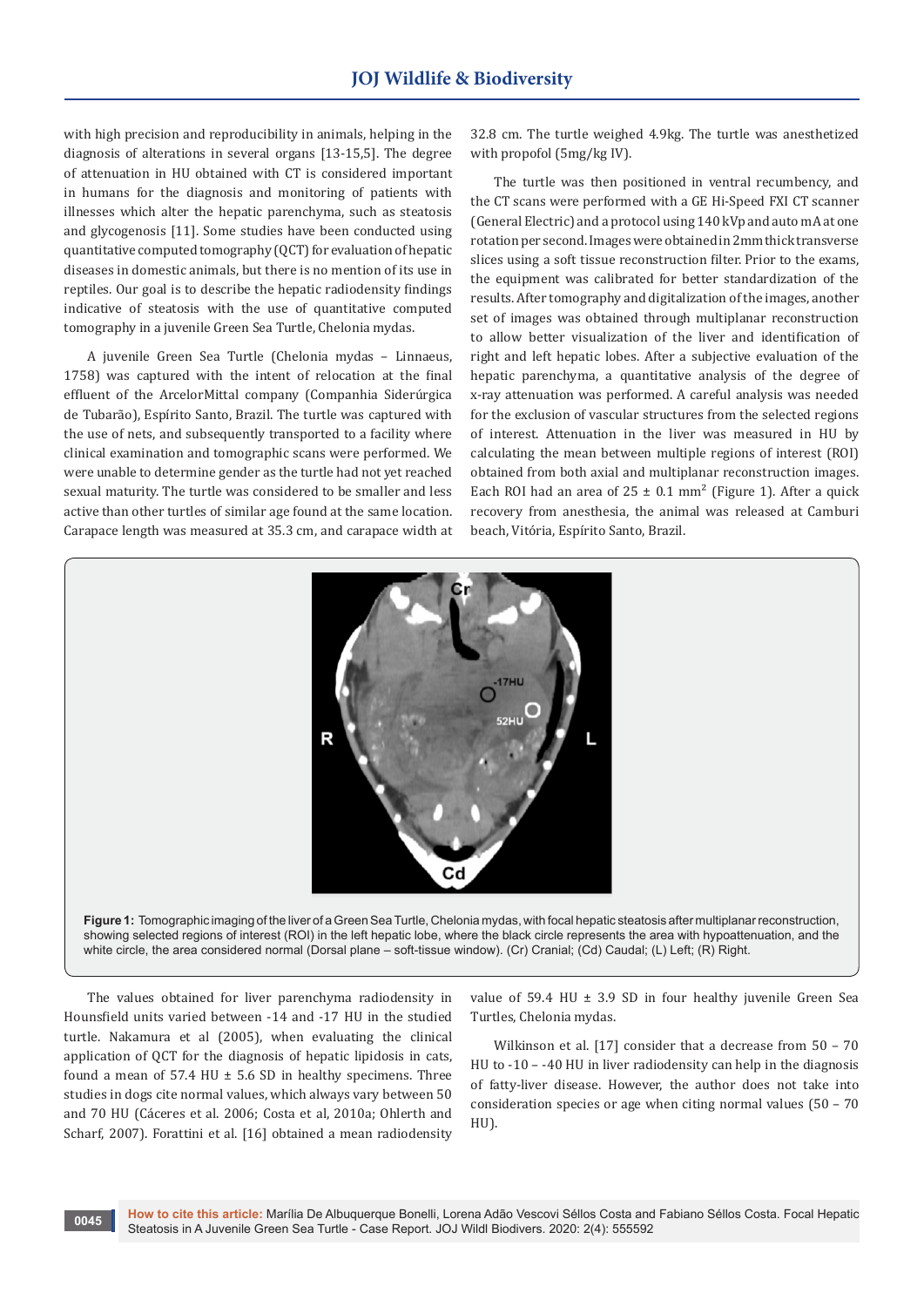with high precision and reproducibility in animals, helping in the diagnosis of alterations in several organs [13-15,5]. The degree of attenuation in HU obtained with CT is considered important in humans for the diagnosis and monitoring of patients with illnesses which alter the hepatic parenchyma, such as steatosis and glycogenosis [11]. Some studies have been conducted using quantitative computed tomography (QCT) for evaluation of hepatic diseases in domestic animals, but there is no mention of its use in reptiles. Our goal is to describe the hepatic radiodensity findings indicative of steatosis with the use of quantitative computed tomography in a juvenile Green Sea Turtle, Chelonia mydas.

A juvenile Green Sea Turtle (Chelonia mydas – Linnaeus, 1758) was captured with the intent of relocation at the final effluent of the ArcelorMittal company (Companhia Siderúrgica de Tubarão), Espírito Santo, Brazil. The turtle was captured with the use of nets, and subsequently transported to a facility where clinical examination and tomographic scans were performed. We were unable to determine gender as the turtle had not yet reached sexual maturity. The turtle was considered to be smaller and less active than other turtles of similar age found at the same location. Carapace length was measured at 35.3 cm, and carapace width at 32.8 cm. The turtle weighed 4.9kg. The turtle was anesthetized with propofol (5mg/kg IV).

The turtle was then positioned in ventral recumbency, and the CT scans were performed with a GE Hi-Speed FXI CT scanner (General Electric) and a protocol using 140 kVp and auto mA at one rotation per second. Images were obtained in 2mm thick transverse slices using a soft tissue reconstruction filter. Prior to the exams, the equipment was calibrated for better standardization of the results. After tomography and digitalization of the images, another set of images was obtained through multiplanar reconstruction to allow better visualization of the liver and identification of right and left hepatic lobes. After a subjective evaluation of the hepatic parenchyma, a quantitative analysis of the degree of x-ray attenuation was performed. A careful analysis was needed for the exclusion of vascular structures from the selected regions of interest. Attenuation in the liver was measured in HU by calculating the mean between multiple regions of interest (ROI) obtained from both axial and multiplanar reconstruction images. Each ROI had an area of $25 \pm 0.1$ mm$^2$ (Figure 1). After a quick recovery from anesthesia, the animal was released at Camburi beach, Vitória, Espírito Santo, Brazil.

**Figure 1:** Tomographic imaging of the liver of a Green Sea Turtle, Chelonia mydas, with focal hepatic steatosis after multiplanar reconstruction, showing selected regions of interest (ROI) in the left hepatic lobe, where the black circle represents the area with hypoattenuation, and the white circle, the area considered normal (Dorsal plane – soft-tissue window). (Cr) Cranial; (Cd) Caudal; (L) Left; (R) Right.

The values obtained for liver parenchyma radiodensity in Hounsfield units varied between -14 and -17 HU in the studied turtle. Nakamura et al (2005), when evaluating the clinical application of QCT for the diagnosis of hepatic lipidosis in cats, found a mean of 57.4 HU ± 5.6 SD in healthy specimens. Three studies in dogs cite normal values, which always vary between 50 and 70 HU (Cáceres et al. 2006; Costa et al, 2010a; Ohlerth and Scharf, 2007). Forattini et al. [16] obtained a mean radiodensity value of 59.4 HU ± 3.9 SD in four healthy juvenile Green Sea Turtles, Chelonia mydas.

Wilkinson et al. [17] consider that a decrease from 50 – 70 HU to -10 – -40 HU in liver radiodensity can help in the diagnosis of fatty-liver disease. However, the author does not take into consideration species or age when citing normal values (50 – 70 HU).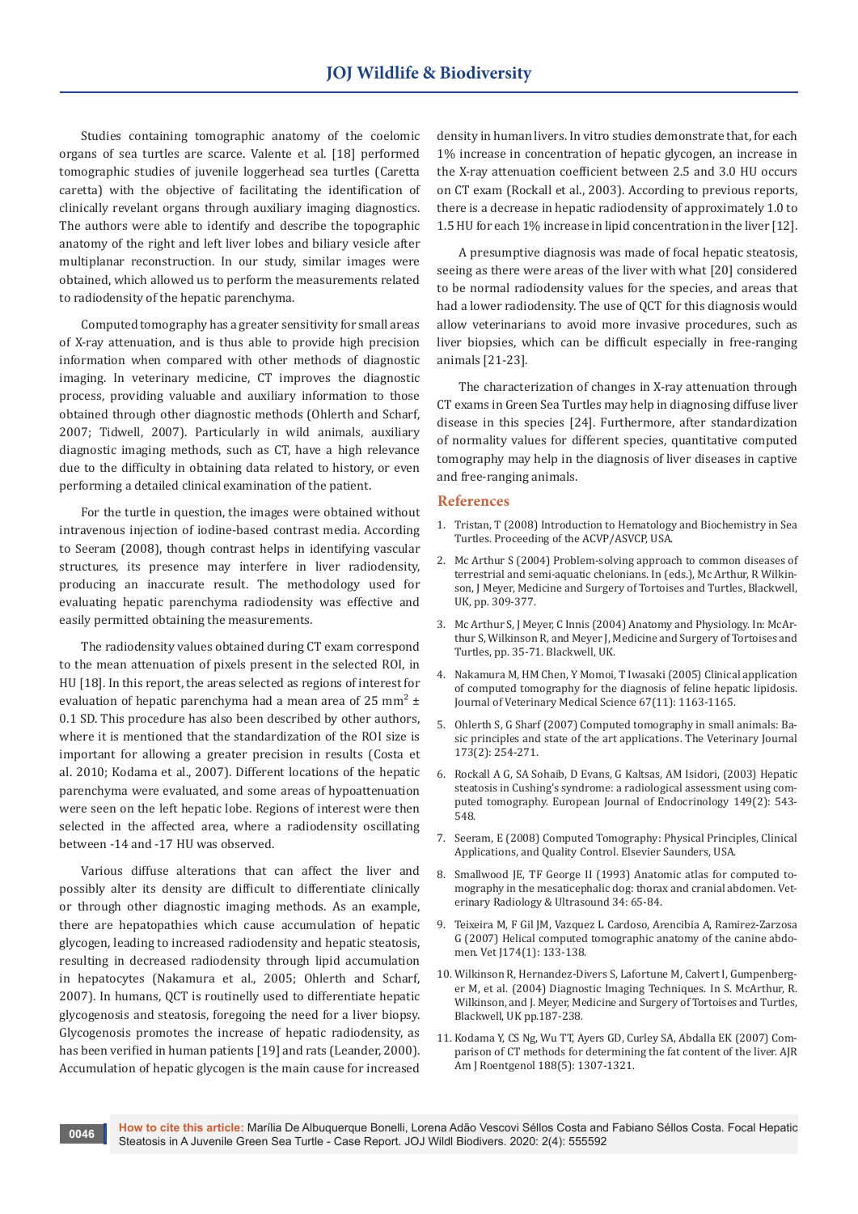Studies containing tomographic anatomy of the coelomic organs of sea turtles are scarce. Valente et al. [18] performed tomographic studies of juvenile loggerhead sea turtles (Caretta caretta) with the objective of facilitating the identification of clinically revelant organs through auxiliary imaging diagnostics. The authors were able to identify and describe the topographic anatomy of the right and left liver lobes and biliary vesicle after multiplanar reconstruction. In our study, similar images were obtained, which allowed us to perform the measurements related to radiodensity of the hepatic parenchyma.

Computed tomography has a greater sensitivity for small areas of X-ray attenuation, and is thus able to provide high precision information when compared with other methods of diagnostic imaging. In veterinary medicine, CT improves the diagnostic process, providing valuable and auxiliary information to those obtained through other diagnostic methods (Ohlerth and Scharf, 2007; Tidwell, 2007). Particularly in wild animals, auxiliary diagnostic imaging methods, such as CT, have a high relevance due to the difficulty in obtaining data related to history, or even performing a detailed clinical examination of the patient.

For the turtle in question, the images were obtained without intravenous injection of iodine-based contrast media. According to Seeram (2008), though contrast helps in identifying vascular structures, its presence may interfere in liver radiodensity, producing an inaccurate result. The methodology used for evaluating hepatic parenchyma radiodensity was effective and easily permitted obtaining the measurements.

The radiodensity values obtained during CT exam correspond to the mean attenuation of pixels present in the selected ROI, in HU [18]. In this report, the areas selected as regions of interest for evaluation of hepatic parenchyma had a mean area of 25 mm$^2$ ± 0.1 SD. This procedure has also been described by other authors, where it is mentioned that the standardization of the ROI size is important for allowing a greater precision in results (Costa et al. 2010; Kodama et al., 2007). Different locations of the hepatic parenchyma were evaluated, and some areas of hypoattenuation were seen on the left hepatic lobe. Regions of interest were then selected in the affected area, where a radiodensity oscillating between -14 and -17 HU was observed.

Various diffuse alterations that can affect the liver and possibly alter its density are difficult to differentiate clinically or through other diagnostic imaging methods. As an example, there are hepatopathies which cause accumulation of hepatic glycogen, leading to increased radiodensity and hepatic steatosis, resulting in decreased radiodensity through lipid accumulation in hepatocytes (Nakamura et al., 2005; Ohlerth and Scharf, 2007). In humans, QCT is routinely used to differentiate hepatic glycogenosis and steatosis, foregoing the need for a liver biopsy. Glycogenosis promotes the increase of hepatic radiodensity, as has been verified in human patients [19] and rats (Leander, 2000). Accumulation of hepatic glycogen is the main cause for increased density in human livers. In vitro studies demonstrate that, for each 1% increase in concentration of hepatic glycogen, an increase in the X-ray attenuation coefficient between 2.5 and 3.0 HU occurs on CT exam (Rockall et al., 2003). According to previous reports, there is a decrease in hepatic radiodensity of approximately 1.0 to 1.5 HU for each 1% increase in lipid concentration in the liver [12].

A presumptive diagnosis was made of focal hepatic steatosis, seeing as there were areas of the liver with what [20] considered to be normal radiodensity values for the species, and areas that had a lower radiodensity. The use of QCT for this diagnosis would allow veterinarians to avoid more invasive procedures, such as liver biopsies, which can be difficult especially in free-ranging animals [21-23].

The characterization of changes in X-ray attenuation through CT exams in Green Sea Turtles may help in diagnosing diffuse liver disease in this species [24]. Furthermore, after standardization of normality values for different species, quantitative computed tomography may help in the diagnosis of liver diseases in captive and free-ranging animals.

## References

1. Tristan, T (2008) Introduction to Hematology and Biochemistry in Sea Turtles. Proceeding of the ACVP/ASVCP, USA.
2. Mc Arthur S (2004) Problem-solving approach to common diseases of terrestrial and semi-aquatic chelonians. In (eds.), Mc Arthur, R Wilkinson, J Meyer, Medicine and Surgery of Tortoises and Turtles, Blackwell, UK, pp. 309-377.
3. Mc Arthur S, J Meyer, C Innis (2004) Anatomy and Physiology. In: McArthur S, Wilkinson R, and Meyer J, Medicine and Surgery of Tortoises and Turtles, pp. 35-71. Blackwell, UK.
4. Nakamura M, HM Chen, Y Momoi, T Iwasaki (2005) Clinical application of computed tomography for the diagnosis of feline hepatic lipidosis. Journal of Veterinary Medical Science 67(11): 1163-1165.
5. Ohlerth S, G Sharf (2007) Computed tomography in small animals: Basic principles and state of the art applications. The Veterinary Journal 173(2): 254-271.
6. Rockall A G, SA Sohaib, D Evans, G Kaltsas, AM Isidori, (2003) Hepatic steatosis in Cushing's syndrome: a radiological assessment using computed tomography. European Journal of Endocrinology 149(2): 543-548.
7. Seeram, E (2008) Computed Tomography: Physical Principles, Clinical Applications, and Quality Control. Elsevier Saunders, USA.
8. Smallwood JE, TF George II (1993) Anatomic atlas for computed tomography in the mesaticephalic dog: thorax and cranial abdomen. Veterinary Radiology & Ultrasound 34: 65-84.
9. Teixeira M, F Gil JM, Vazquez L Cardoso, Arencibia A, Ramirez-Zarzosa G (2007) Helical computed tomographic anatomy of the canine abdomen. Vet J174(1): 133-138.
10. Wilkinson R, Hernandez-Divers S, Lafortune M, Calvert I, Gumpenberger M, et al. (2004) Diagnostic Imaging Techniques. In S. McArthur, R. Wilkinson, and J. Meyer, Medicine and Surgery of Tortoises and Turtles, Blackwell, UK pp.187-238.
11. Kodama Y, CS Ng, Wu TT, Ayers GD, Curley SA, Abdalla EK (2007) Comparison of CT methods for determining the fat content of the liver. AJR Am J Roentgenol 188(5): 1307-1321.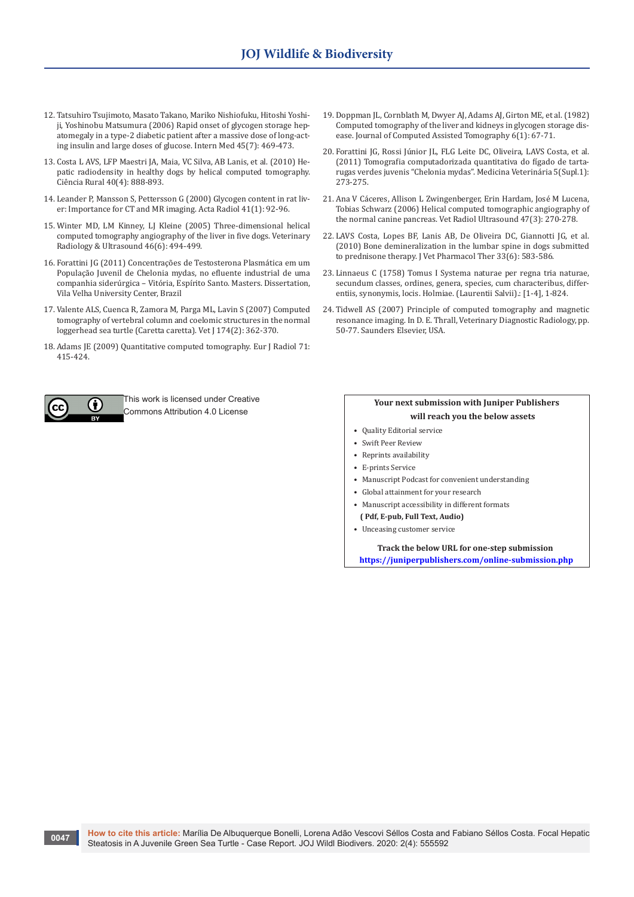12. Tatsuhiro Tsujimoto, Masato Takano, Mariko Nishiofuku, Hitoshi Yoshiji, Yoshinobu Matsumura (2006) Rapid onset of glycogen storage hepatomegaly in a type-2 diabetic patient after a massive dose of long-acting insulin and large doses of glucose. Intern Med 45(7): 469-473.
13. Costa L AVS, LFP Maestri JA, Maia, VC Silva, AB Lanis, et al. (2010) Hepatic radiodensity in healthy dogs by helical computed tomography. Ciência Rural 40(4): 888-893.
14. Leander P, Mansson S, Pettersson G (2000) Glycogen content in rat liver: Importance for CT and MR imaging. Acta Radiol 41(1): 92-96.
15. Winter MD, LM Kinney, LJ Kleine (2005) Three-dimensional helical computed tomography angiography of the liver in five dogs. Veterinary Radiology & Ultrasound 46(6): 494-499.
16. Forattini JG (2011) Concentrações de Testosterona Plasmática em um População Juvenil de Chelonia mydas, no efluente industrial de uma companhia siderúrgica – Vitória, Espírito Santo. Masters. Dissertation, Vila Velha University Center, Brazil
17. Valente ALS, Cuenca R, Zamora M, Parga ML, Lavin S (2007) Computed tomography of vertebral column and coelomic structures in the normal loggerhead sea turtle (Caretta caretta). Vet J 174(2): 362-370.
18. Adams JE (2009) Quantitative computed tomography. Eur J Radiol 71: 415-424.
19. Doppman JL, Cornblath M, Dwyer AJ, Adams AJ, Girton ME, et al. (1982) Computed tomography of the liver and kidneys in glycogen storage disease. Journal of Computed Assisted Tomography 6(1): 67-71.
20. Forattini JG, Rossi Júnior JL, FLG Leite DC, Oliveira, LAVS Costa, et al. (2011) Tomografia computadorizada quantitativa do fígado de tartarugas verdes juvenis "Chelonia mydas". Medicina Veterinária 5(Supl.1): 273-275.
21. Ana V Cáceres, Allison L Zwingenberger, Erin Hardam, José M Lucena, Tobias Schwarz (2006) Helical computed tomographic angiography of the normal canine pancreas. Vet Radiol Ultrasound 47(3): 270-278.
22. LAVS Costa, Lopes BF, Lanis AB, De Oliveira DC, Giannotti JG, et al. (2010) Bone demineralization in the lumbar spine in dogs submitted to prednisone therapy. J Vet Pharmacol Ther 33(6): 583-586.
23. Linnaeus C (1758) Tomus I Systema naturae per regna tria naturae, secundum classes, ordines, genera, species, cum characteribus, differentiis, synonymis, locis. Holmiae. (Laurentii Salvii).: [1-4], 1-824.
24. Tidwell AS (2007) Principle of computed tomography and magnetic resonance imaging. In D. E. Thrall, Veterinary Diagnostic Radiology, pp. 50-77. Saunders Elsevier, USA.

This work is licensed under Creative Commons Attribution 4.0 License

**Your next submission with Juniper Publishers will reach you the below assets**

- Quality Editorial service
- Swift Peer Review
- Reprints availability
- E-prints Service
- Manuscript Podcast for convenient understanding
- Global attainment for your research
- Manuscript accessibility in different formats
  **( Pdf, E-pub, Full Text, Audio)**
- Unceasing customer service

**Track the below URL for one-step submission**
**https://juniperpublishers.com/online-submission.php**

**How to cite this article:** Marília De Albuquerque Bonelli, Lorena Adão Vescovi Séllos Costa and Fabiano Séllos Costa. Focal Hepatic Steatosis in A Juvenile Green Sea Turtle - Case Report. JOJ Wildl Biodivers. 2020: 2(4): 555592